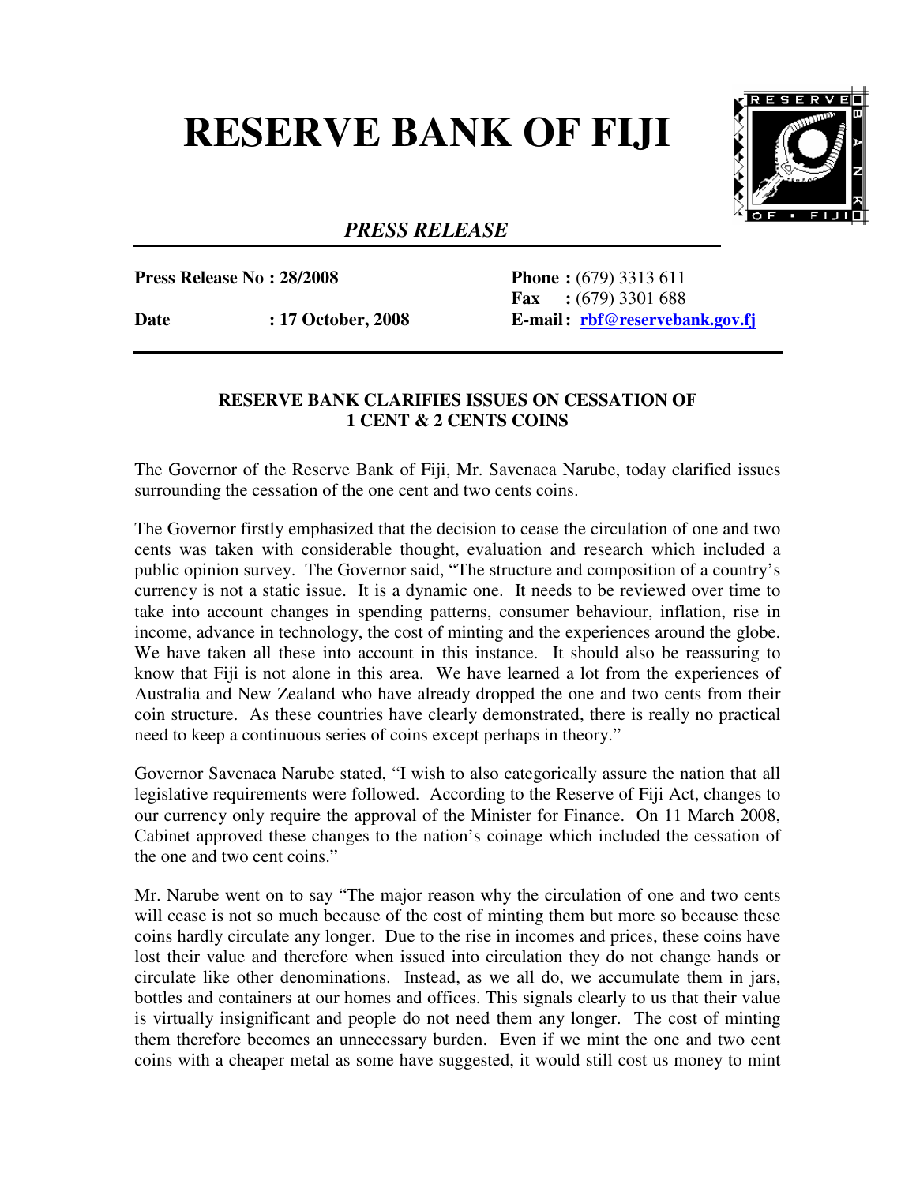# RESERVE BANK OF FIJI

*PRESS RELEASE*

**Press Release No : 28/2008**

**Date : 17 October, 2008**

**Phone :** (679) 3313 611
**Fax :** (679) 3301 688
**E-mail :** rbf@reservebank.gov.fj

**RESERVE BANK CLARIFIES ISSUES ON CESSATION OF 1 CENT & 2 CENTS COINS**

The Governor of the Reserve Bank of Fiji, Mr. Savenaca Narube, today clarified issues surrounding the cessation of the one cent and two cents coins.

The Governor firstly emphasized that the decision to cease the circulation of one and two cents was taken with considerable thought, evaluation and research which included a public opinion survey. The Governor said, "The structure and composition of a country's currency is not a static issue. It is a dynamic one. It needs to be reviewed over time to take into account changes in spending patterns, consumer behaviour, inflation, rise in income, advance in technology, the cost of minting and the experiences around the globe. We have taken all these into account in this instance. It should also be reassuring to know that Fiji is not alone in this area. We have learned a lot from the experiences of Australia and New Zealand who have already dropped the one and two cents from their coin structure. As these countries have clearly demonstrated, there is really no practical need to keep a continuous series of coins except perhaps in theory."

Governor Savenaca Narube stated, "I wish to also categorically assure the nation that all legislative requirements were followed. According to the Reserve of Fiji Act, changes to our currency only require the approval of the Minister for Finance. On 11 March 2008, Cabinet approved these changes to the nation's coinage which included the cessation of the one and two cent coins."

Mr. Narube went on to say "The major reason why the circulation of one and two cents will cease is not so much because of the cost of minting them but more so because these coins hardly circulate any longer. Due to the rise in incomes and prices, these coins have lost their value and therefore when issued into circulation they do not change hands or circulate like other denominations. Instead, as we all do, we accumulate them in jars, bottles and containers at our homes and offices. This signals clearly to us that their value is virtually insignificant and people do not need them any longer. The cost of minting them therefore becomes an unnecessary burden. Even if we mint the one and two cent coins with a cheaper metal as some have suggested, it would still cost us money to mint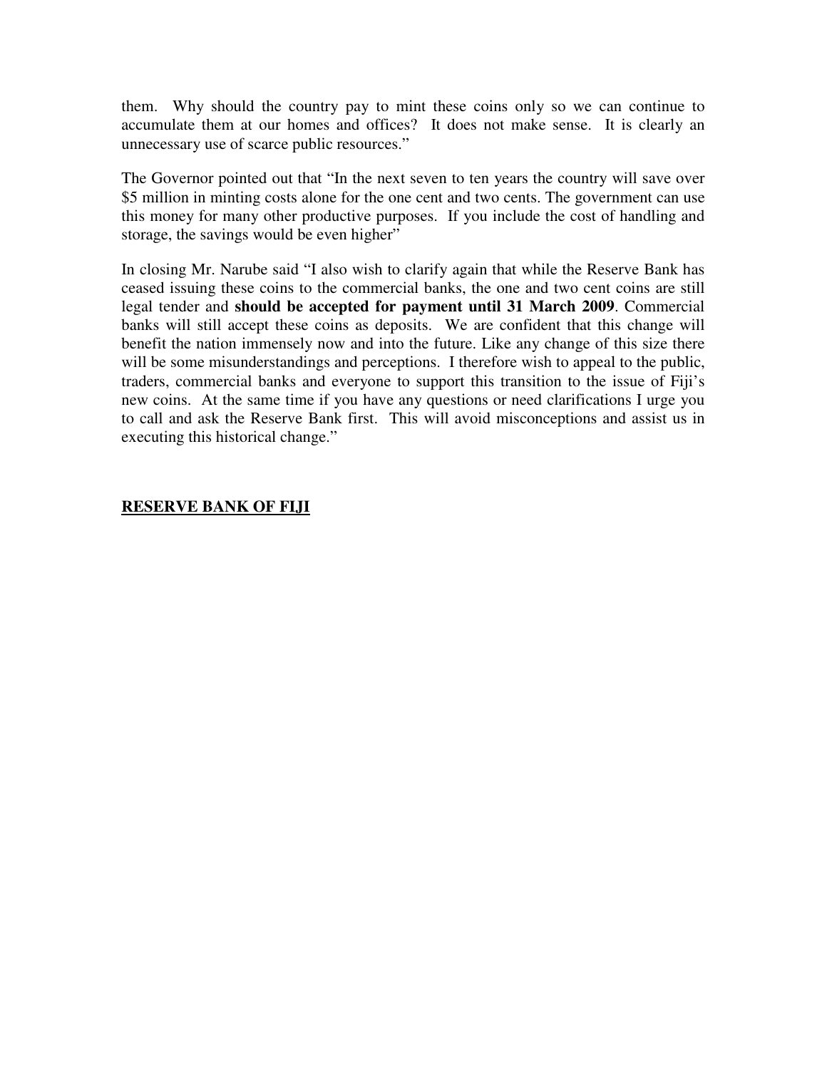them. Why should the country pay to mint these coins only so we can continue to accumulate them at our homes and offices? It does not make sense. It is clearly an unnecessary use of scarce public resources."

The Governor pointed out that "In the next seven to ten years the country will save over $5 million in minting costs alone for the one cent and two cents. The government can use this money for many other productive purposes. If you include the cost of handling and storage, the savings would be even higher"

In closing Mr. Narube said "I also wish to clarify again that while the Reserve Bank has ceased issuing these coins to the commercial banks, the one and two cent coins are still legal tender and **should be accepted for payment until 31 March 2009**. Commercial banks will still accept these coins as deposits. We are confident that this change will benefit the nation immensely now and into the future. Like any change of this size there will be some misunderstandings and perceptions. I therefore wish to appeal to the public, traders, commercial banks and everyone to support this transition to the issue of Fiji's new coins. At the same time if you have any questions or need clarifications I urge you to call and ask the Reserve Bank first. This will avoid misconceptions and assist us in executing this historical change."

**RESERVE BANK OF FIJI**